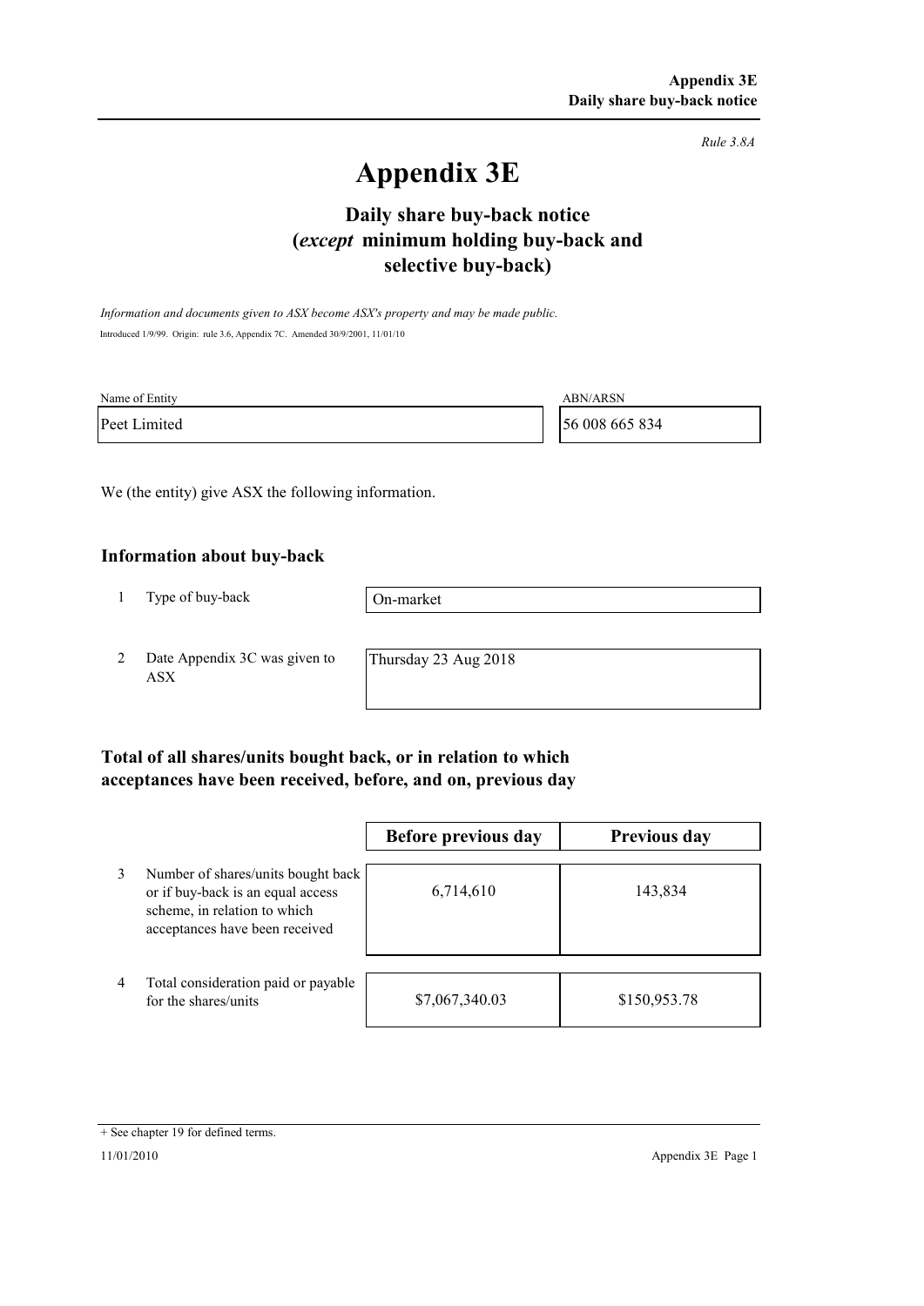*Rule 3.8A*

# Appendix 3E

## Daily share buy-back notice (*except* minimum holding buy-back and selective buy-back)

*Information and documents given to ASX become ASX's property and may be made public.*

Introduced 1/9/99. Origin: rule 3.6, Appendix 7C. Amended 30/9/2001, 11/01/10

| Name of Entity | ABN/ARSN |
|---|---|
| Peet Limited | 56 008 665 834 |

We (the entity) give ASX the following information.

### Information about buy-back

| | | |
|---|---|---|
| 1 | Type of buy-back | On-market |
| 2 | Date Appendix 3C was given to ASX | Thursday 23 Aug 2018 |

### Total of all shares/units bought back, or in relation to which acceptances have been received, before, and on, previous day

| | | Before previous day | Previous day |
|---|---|---|---|
| 3 | Number of shares/units bought back or if buy-back is an equal access scheme, in relation to which acceptances have been received | 6,714,610 | 143,834 |
| 4 | Total consideration paid or payable for the shares/units | $7,067,340.03 | $150,953.78 |

+ See chapter 19 for defined terms.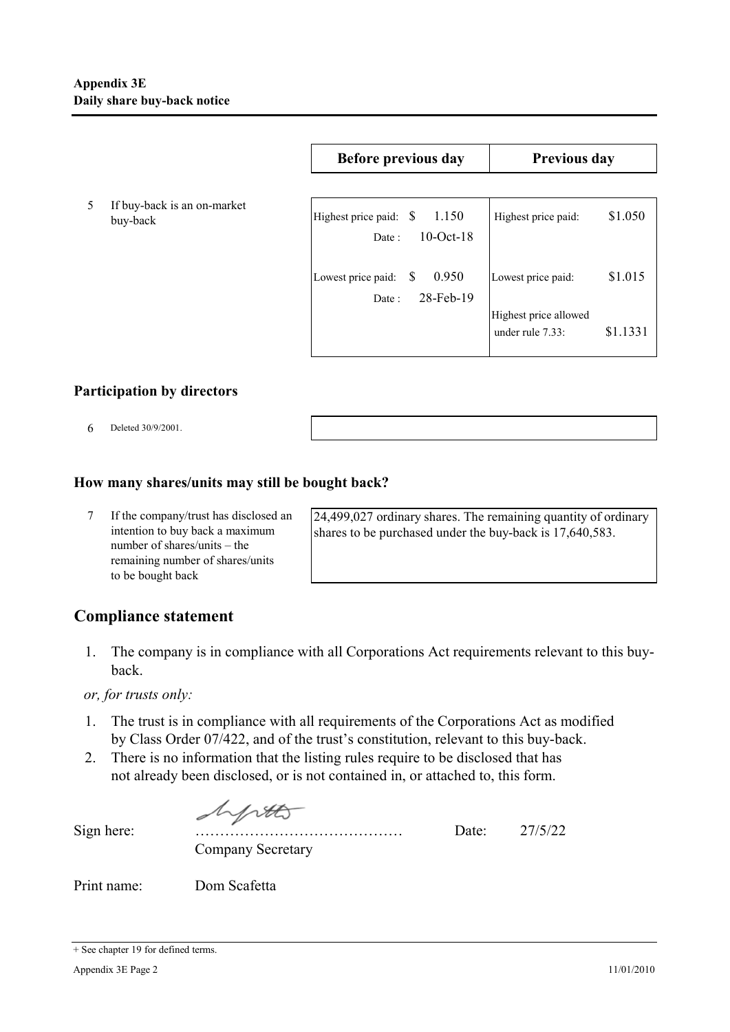**Appendix 3E**
**Daily share buy-back notice**

| | | Before previous day | Previous day |
|---|---|---|---|
| 5 | If buy-back is an on-market buy-back | Highest price paid: $ 1.150<br>Date : 10-Oct-18<br><br>Lowest price paid: $ 0.950<br>Date : 28-Feb-19 | Highest price paid: $1.050<br><br>Lowest price paid: $1.015<br><br>Highest price allowed under rule 7.33: $1.1331 |

## Participation by directors

| | | |
|---|---|---|
| 6 | Deleted 30/9/2001. | |

## How many shares/units may still be bought back?

| | | |
|---|---|---|
| 7 | If the company/trust has disclosed an intention to buy back a maximum number of shares/units – the remaining number of shares/units to be bought back | 24,499,027 ordinary shares. The remaining quantity of ordinary shares to be purchased under the buy-back is 17,640,583. |

## Compliance statement

1. The company is in compliance with all Corporations Act requirements relevant to this buy-back.

*or, for trusts only:*

1. The trust is in compliance with all requirements of the Corporations Act as modified by Class Order 07/422, and of the trust's constitution, relevant to this buy-back.
2. There is no information that the listing rules require to be disclosed that has not already been disclosed, or is not contained in, or attached to, this form.

Sign here: ……………………………………
Company Secretary

Date: 27/5/22

Print name: Dom Scafetta

+ See chapter 19 for defined terms.

Appendix 3E Page 2 11/01/2010